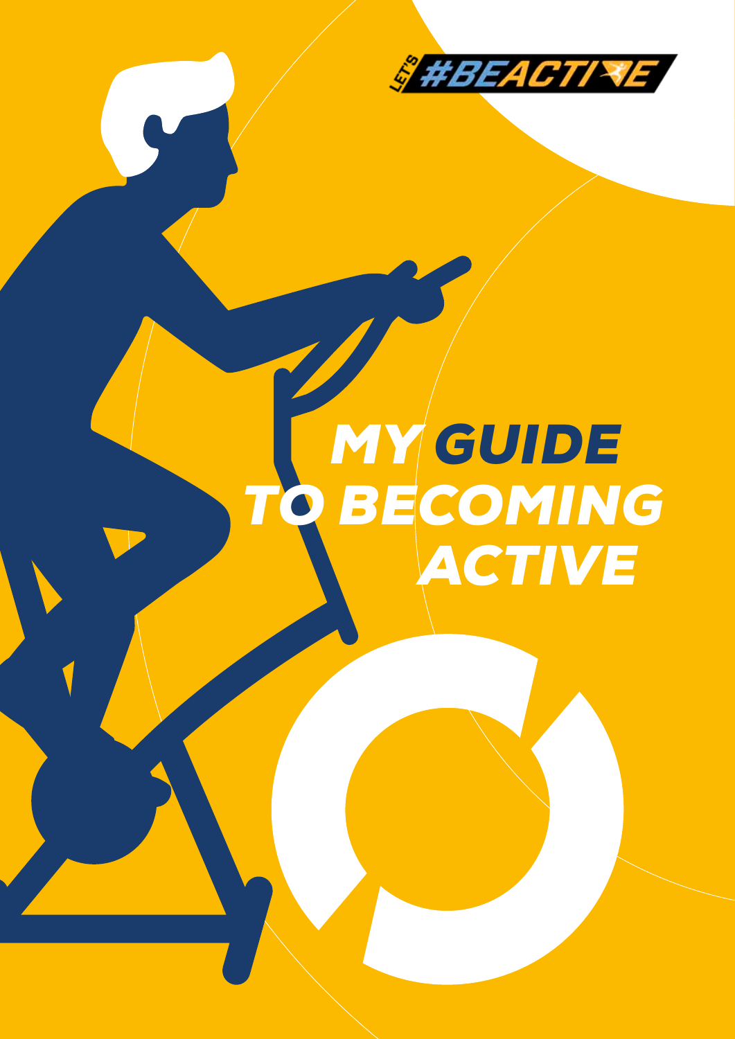LET'S #BEACTIVE

# MY GUIDE TO BECOMING ACTIVE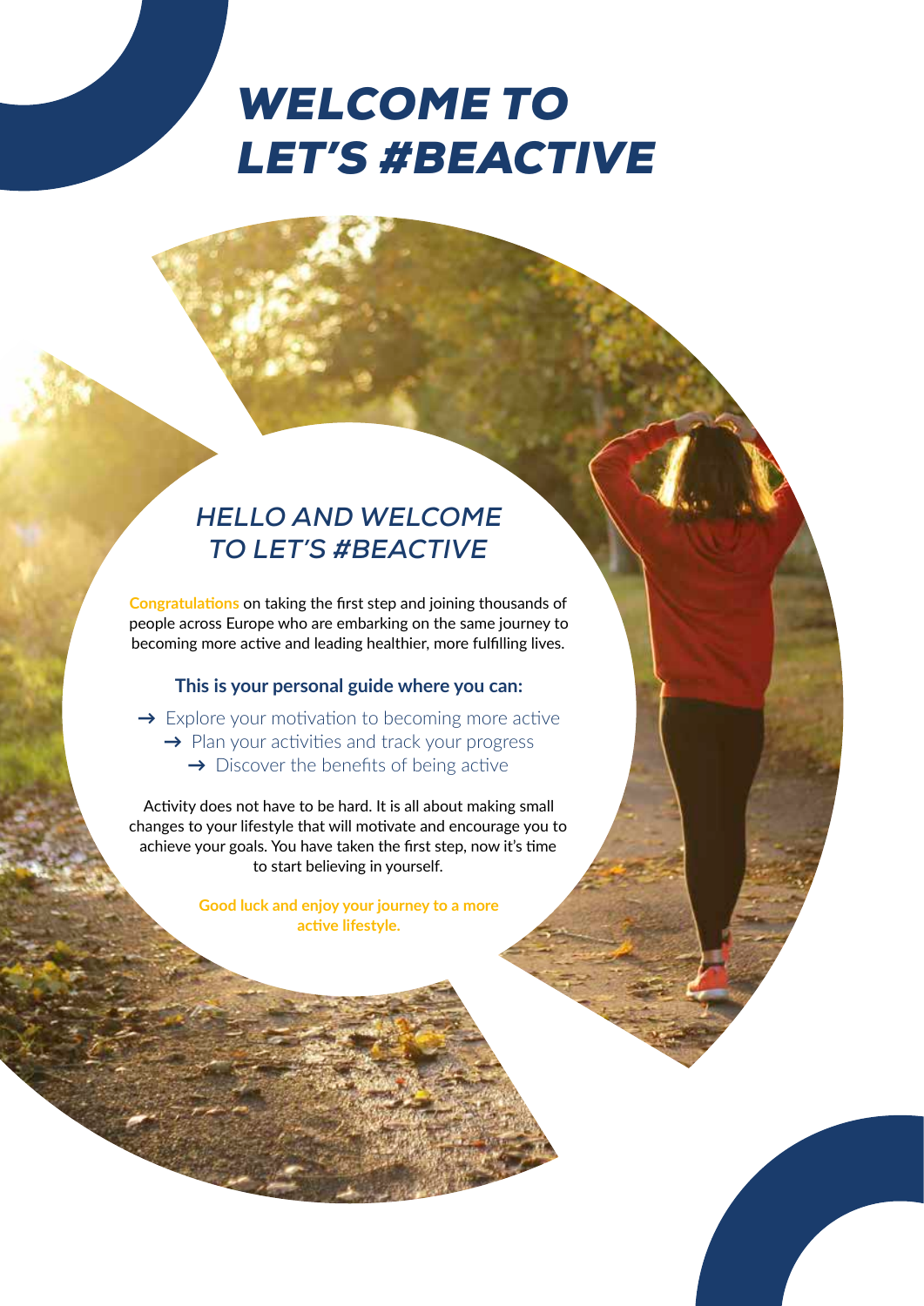# WELCOME TO LET'S #BEACTIVE

## HELLO AND WELCOME TO LET'S #BEACTIVE

**Congratulations** on taking the first step and joining thousands of people across Europe who are embarking on the same journey to becoming more active and leading healthier, more fulfilling lives.

**This is your personal guide where you can:**

- → Explore your motivation to becoming more active
- → Plan your activities and track your progress
- → Discover the benefits of being active

Activity does not have to be hard. It is all about making small changes to your lifestyle that will motivate and encourage you to achieve your goals. You have taken the first step, now it's time to start believing in yourself.

**Good luck and enjoy your journey to a more active lifestyle.**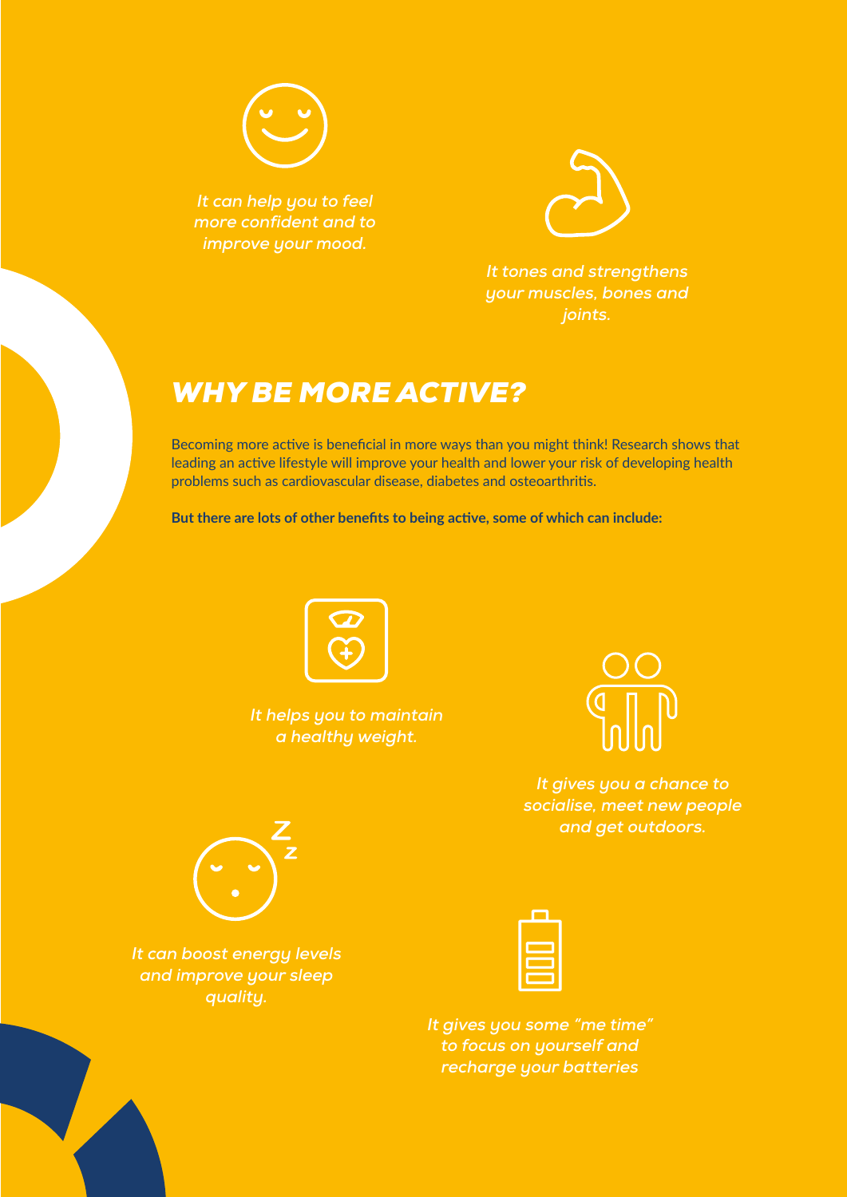*It can help you to feel more confident and to improve your mood.*

*It tones and strengthens your muscles, bones and joints.*

## *WHY BE MORE ACTIVE?*

Becoming more active is beneficial in more ways than you might think! Research shows that leading an active lifestyle will improve your health and lower your risk of developing health problems such as cardiovascular disease, diabetes and osteoarthritis.

**But there are lots of other benefits to being active, some of which can include:**

*It helps you to maintain a healthy weight.*

*It gives you a chance to socialise, meet new people and get outdoors.*

*It can boost energy levels and improve your sleep quality.*

*It gives you some "me time" to focus on yourself and recharge your batteries*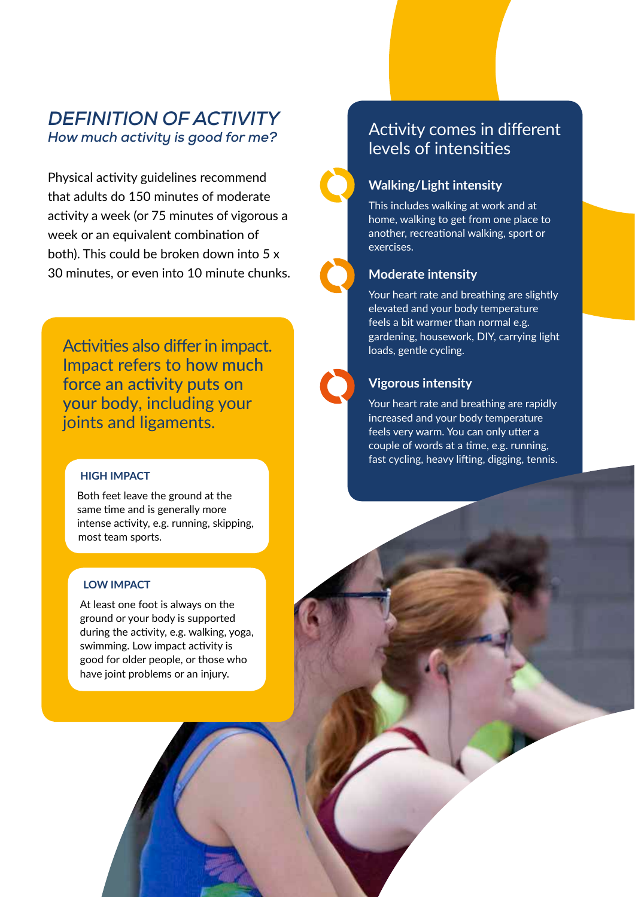## *DEFINITION OF ACTIVITY*

*How much activity is good for me?*

Physical activity guidelines recommend that adults do 150 minutes of moderate activity a week (or 75 minutes of vigorous a week or an equivalent combination of both). This could be broken down into 5 x 30 minutes, or even into 10 minute chunks.

Activities also differ in impact. Impact refers to how much force an activity puts on your body, including your joints and ligaments.

### HIGH IMPACT

Both feet leave the ground at the same time and is generally more intense activity, e.g. running, skipping, most team sports.

### LOW IMPACT

At least one foot is always on the ground or your body is supported during the activity, e.g. walking, yoga, swimming. Low impact activity is good for older people, or those who have joint problems or an injury.

## Activity comes in different levels of intensities

### Walking/Light intensity

This includes walking at work and at home, walking to get from one place to another, recreational walking, sport or exercises.

### Moderate intensity

Your heart rate and breathing are slightly elevated and your body temperature feels a bit warmer than normal e.g. gardening, housework, DIY, carrying light loads, gentle cycling.

### Vigorous intensity

Your heart rate and breathing are rapidly increased and your body temperature feels very warm. You can only utter a couple of words at a time, e.g. running, fast cycling, heavy lifting, digging, tennis.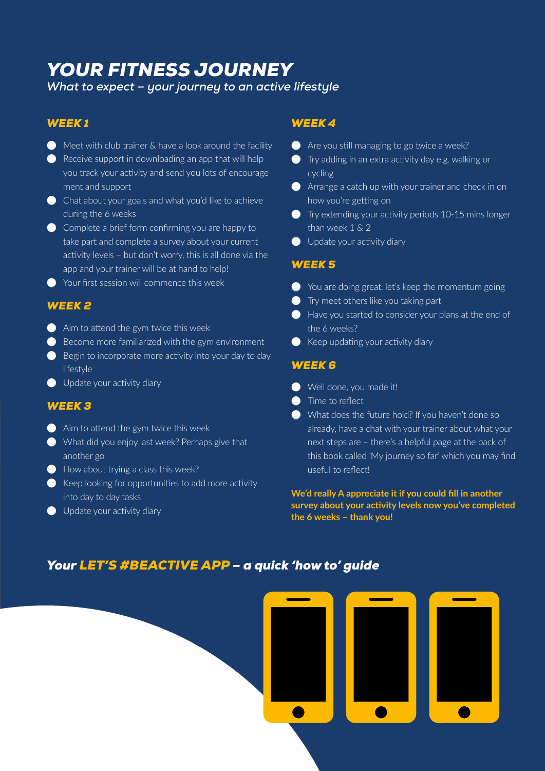# *YOUR FITNESS JOURNEY*

*What to expect – your journey to an active lifestyle*

### *WEEK 1*

- Meet with club trainer & have a look around the facility
- Receive support in downloading an app that will help you track your activity and send you lots of encouragement and support
- Chat about your goals and what you'd like to achieve during the 6 weeks
- Complete a brief form confirming you are happy to take part and complete a survey about your current activity levels – but don't worry, this is all done via the app and your trainer will be at hand to help!
- Your first session will commence this week

### *WEEK 2*

- Aim to attend the gym twice this week
- Become more familiarized with the gym environment
- Begin to incorporate more activity into your day to day lifestyle
- Update your activity diary

### *WEEK 3*

- Aim to attend the gym twice this week
- What did you enjoy last week? Perhaps give that another go
- How about trying a class this week?
- Keep looking for opportunities to add more activity into day to day tasks
- Update your activity diary

### *WEEK 4*

- Are you still managing to go twice a week?
- Try adding in an extra activity day e.g. walking or cycling
- Arrange a catch up with your trainer and check in on how you're getting on
- Try extending your activity periods 10-15 mins longer than week 1 & 2
- Update your activity diary

### *WEEK 5*

- You are doing great, let's keep the momentum going
- Try meet others like you taking part
- Have you started to consider your plans at the end of the 6 weeks?
- Keep updating your activity diary

### *WEEK 6*

- Well done, you made it!
- Time to reflect
- What does the future hold? If you haven't done so already, have a chat with your trainer about what your next steps are – there's a helpful page at the back of this book called 'My journey so far' which you may find useful to reflect!

**We'd really A appreciate it if you could fill in another survey about your activity levels now you've completed the 6 weeks – thank you!**

## *Your LET'S #BEACTIVE APP – a quick 'how to' guide*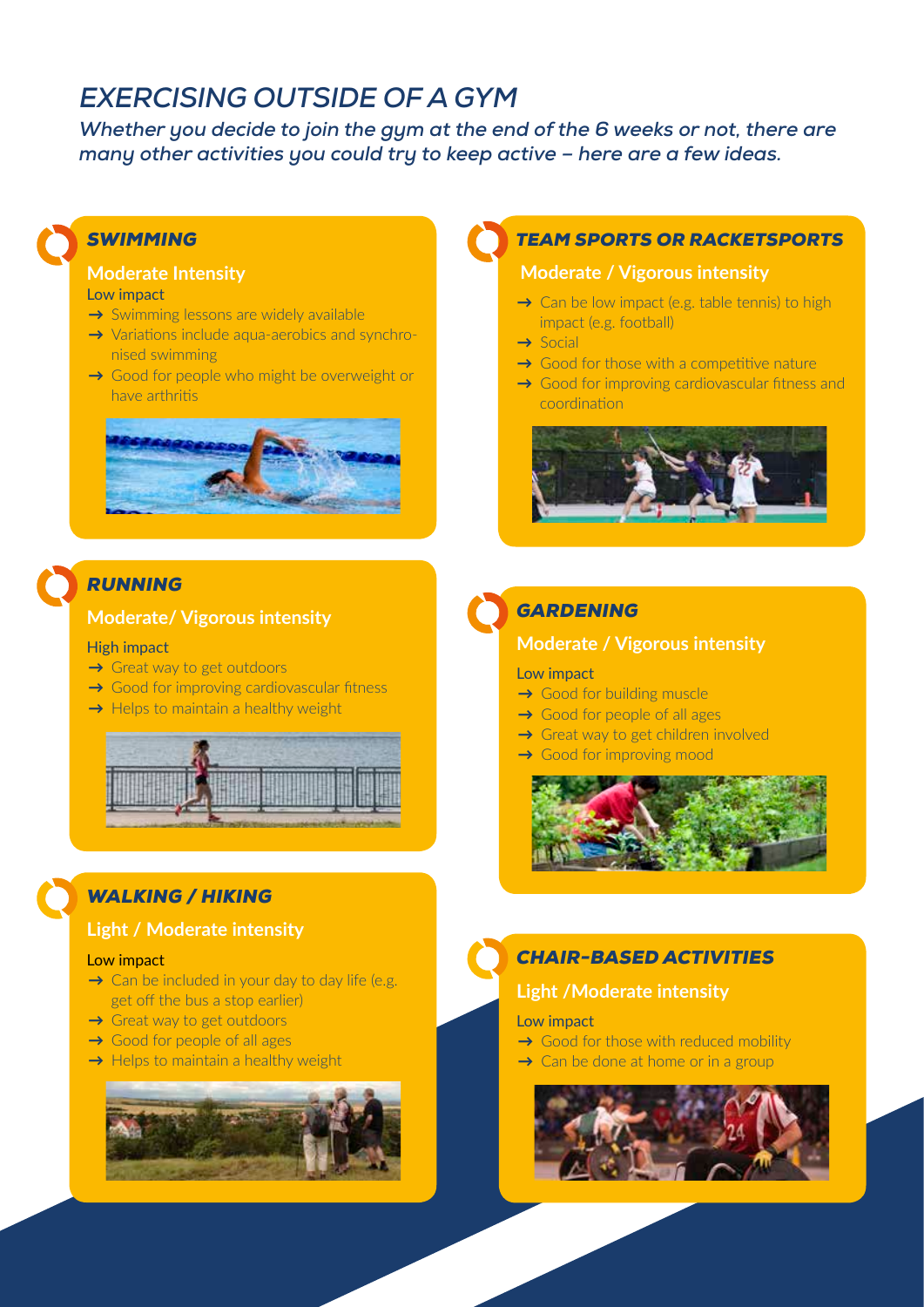# EXERCISING OUTSIDE OF A GYM

***Whether you decide to join the gym at the end of the 6 weeks or not, there are many other activities you could try to keep active – here are a few ideas.***

## SWIMMING

**Moderate Intensity**

Low impact

- Swimming lessons are widely available
- Variations include aqua-aerobics and synchronised swimming
- Good for people who might be overweight or have arthritis

## RUNNING

**Moderate/ Vigorous intensity**

High impact

- Great way to get outdoors
- Good for improving cardiovascular fitness
- Helps to maintain a healthy weight

## WALKING / HIKING

**Light / Moderate intensity**

Low impact

- Can be included in your day to day life (e.g. get off the bus a stop earlier)
- Great way to get outdoors
- Good for people of all ages
- Helps to maintain a healthy weight

## TEAM SPORTS OR RACKETSPORTS

**Moderate / Vigorous intensity**

- Can be low impact (e.g. table tennis) to high impact (e.g. football)
- Social
- Good for those with a competitive nature
- Good for improving cardiovascular fitness and coordination

## GARDENING

**Moderate / Vigorous intensity**

Low impact

- Good for building muscle
- Good for people of all ages
- Great way to get children involved
- Good for improving mood

## CHAIR-BASED ACTIVITIES

**Light /Moderate intensity**

Low impact

- Good for those with reduced mobility
- Can be done at home or in a group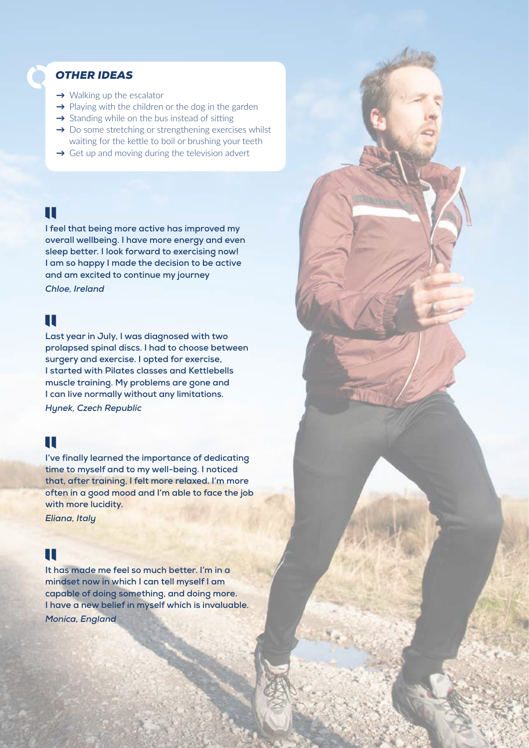## OTHER IDEAS

- → Walking up the escalator
- → Playing with the children or the dog in the garden
- → Standing while on the bus instead of sitting
- → Do some stretching or strengthening exercises whilst waiting for the kettle to boil or brushing your teeth
- → Get up and moving during the television advert

> **I feel that being more active has improved my overall wellbeing. I have more energy and even sleep better. I look forward to exercising now! I am so happy I made the decision to be active and am excited to continue my journey**
>
> ***Chloe, Ireland***

> **Last year in July, I was diagnosed with two prolapsed spinal discs. I had to choose between surgery and exercise. I opted for exercise, I started with Pilates classes and Kettlebells muscle training. My problems are gone and I can live normally without any limitations.**
>
> ***Hynek, Czech Republic***

> **I've finally learned the importance of dedicating time to myself and to my well-being. I noticed that, after training, I felt more relaxed. I'm more often in a good mood and I'm able to face the job with more lucidity.**
>
> ***Eliana, Italy***

> **It has made me feel so much better. I'm in a mindset now in which I can tell myself I am capable of doing something, and doing more. I have a new belief in myself which is invaluable.**
>
> ***Monica, England***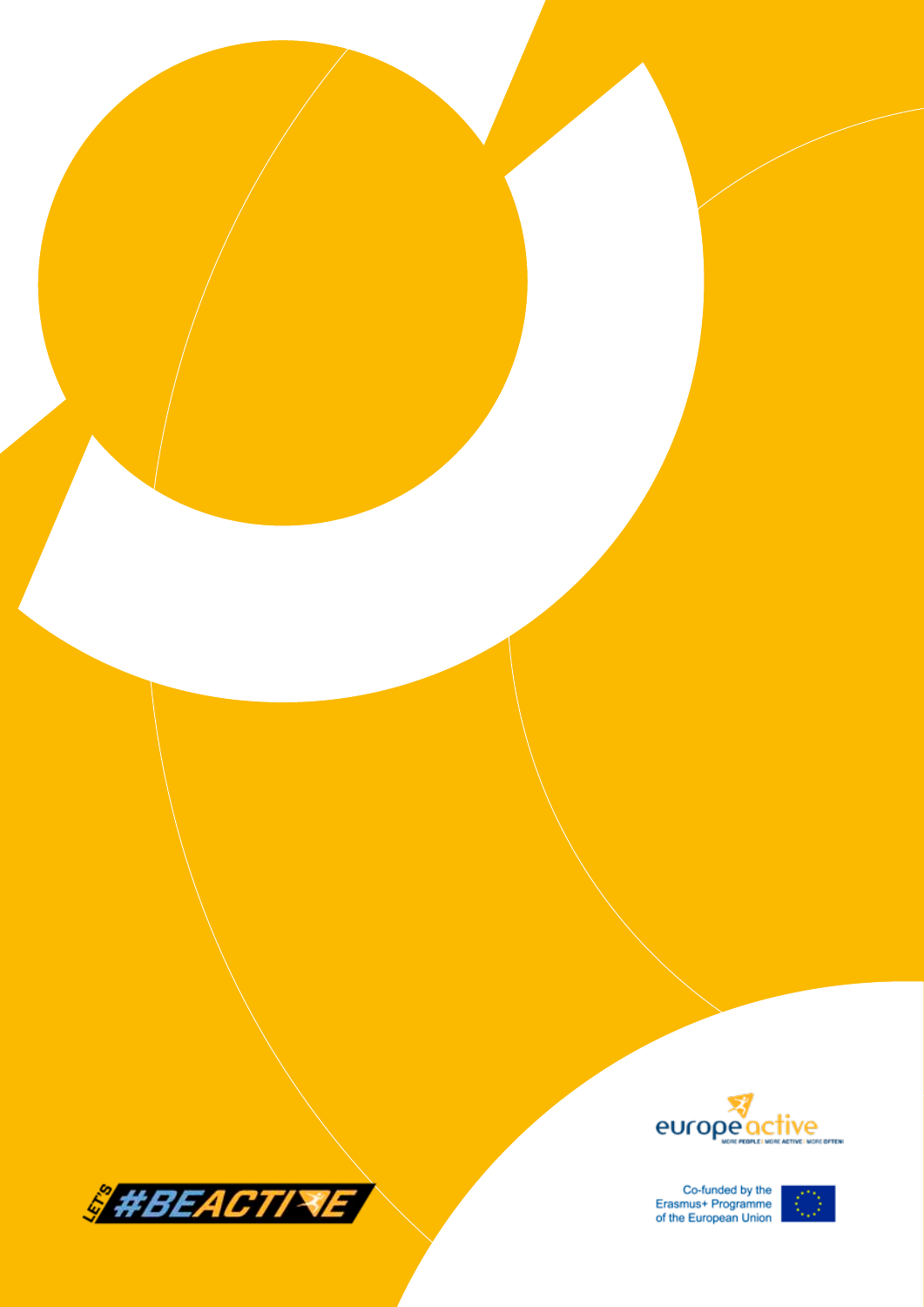europeactive

MORE PEOPLE | MORE ACTIVE | MORE OFTEN!

Co-funded by the Erasmus+ Programme of the European Union

LET'S #BEACTIVE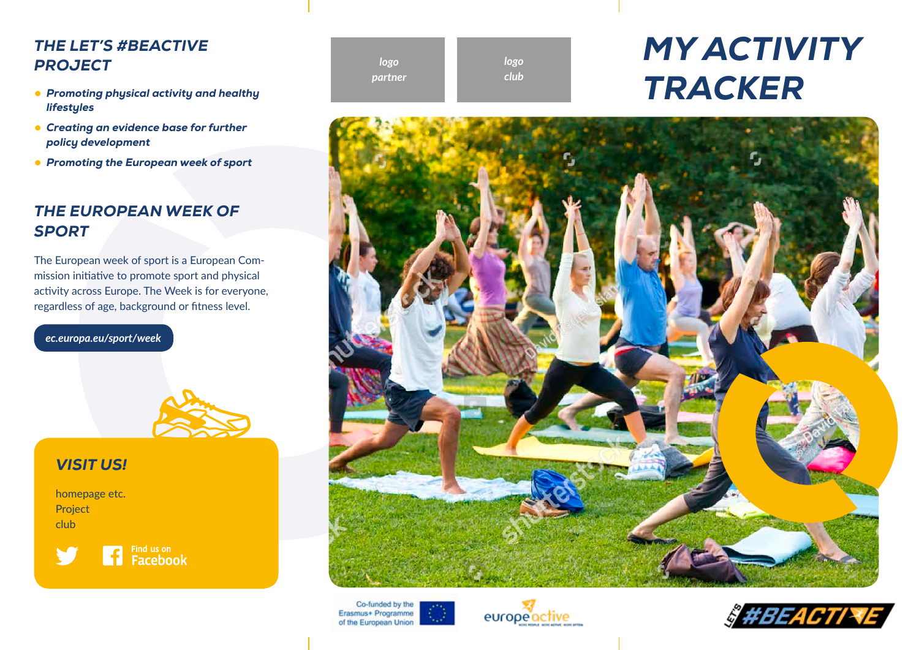## THE LET'S #BEACTIVE PROJECT

- *Promoting physical activity and healthy lifestyles*
- *Creating an evidence base for further policy development*
- *Promoting the European week of sport*

## THE EUROPEAN WEEK OF SPORT

The European week of sport is a European Commission initiative to promote sport and physical activity across Europe. The Week is for everyone, regardless of age, background or fitness level.

*ec.europa.eu/sport/week*

### VISIT US!

homepage etc.
Project
club

Find us on Facebook

logo partner

logo club

# MY ACTIVITY TRACKER

Co-funded by the Erasmus+ Programme of the European Union

europeactive

LET'S #BEACTIVE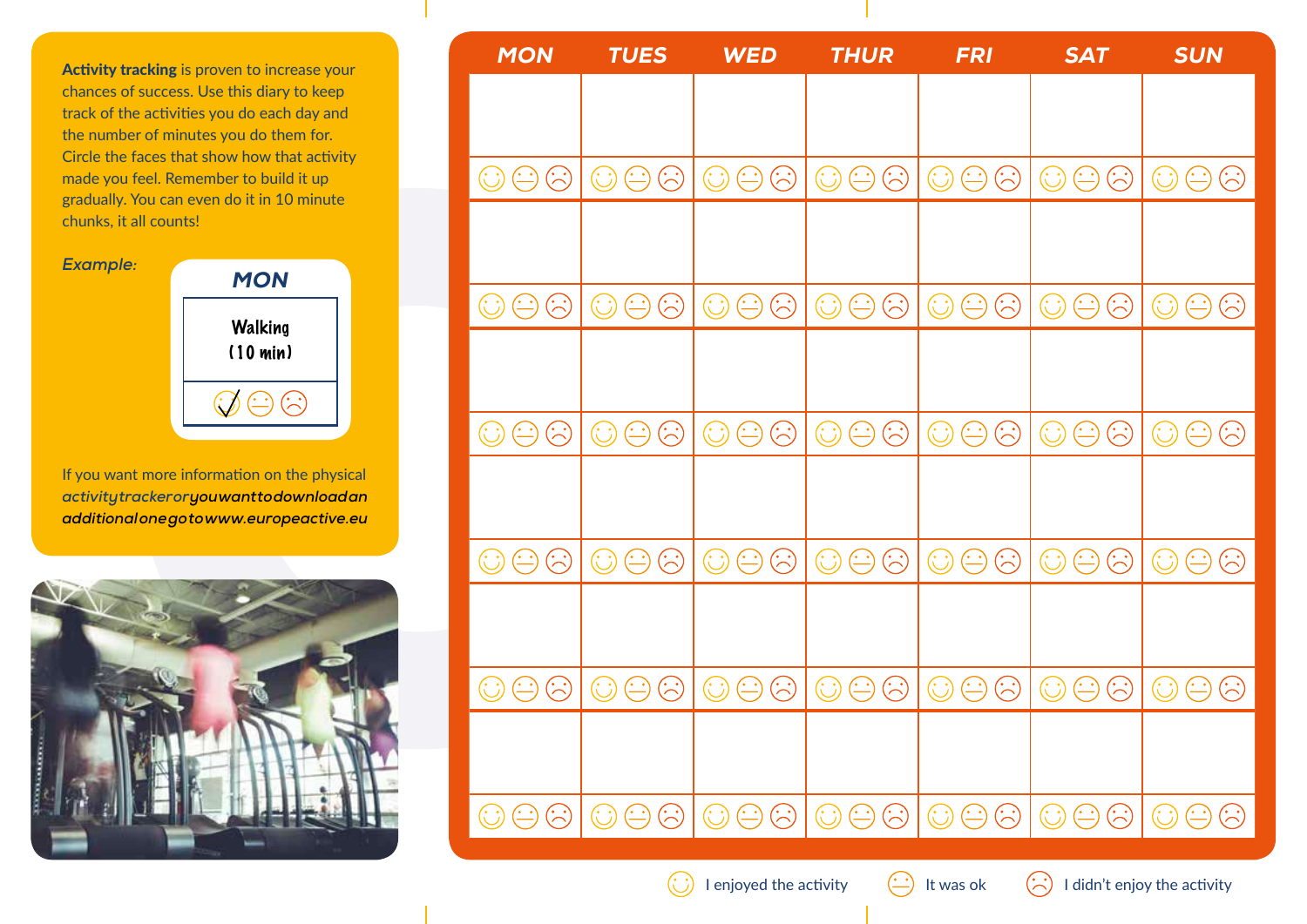**Activity tracking** is proven to increase your chances of success. Use this diary to keep track of the activities you do each day and the number of minutes you do them for. Circle the faces that show how that activity made you feel. Remember to build it up gradually. You can even do it in 10 minute chunks, it all counts!

*Example:*

| MON |
|---|
| Walking (10 min) |
| ☺ ✓ 😐 ☹ |

If you want more information on the physical *activity tracker or you want to download an additional one go to www.europeactive.eu*

| MON | TUES | WED | THUR | FRI | SAT | SUN |
|---|---|---|---|---|---|---|
| | | | | | | |
| ☺ 😐 ☹ | ☺ 😐 ☹ | ☺ 😐 ☹ | ☺ 😐 ☹ | ☺ 😐 ☹ | ☺ 😐 ☹ | ☺ 😐 ☹ |
| | | | | | | |
| ☺ 😐 ☹ | ☺ 😐 ☹ | ☺ 😐 ☹ | ☺ 😐 ☹ | ☺ 😐 ☹ | ☺ 😐 ☹ | ☺ 😐 ☹ |
| | | | | | | |
| ☺ 😐 ☹ | ☺ 😐 ☹ | ☺ 😐 ☹ | ☺ 😐 ☹ | ☺ 😐 ☹ | ☺ 😐 ☹ | ☺ 😐 ☹ |
| | | | | | | |
| ☺ 😐 ☹ | ☺ 😐 ☹ | ☺ 😐 ☹ | ☺ 😐 ☹ | ☺ 😐 ☹ | ☺ 😐 ☹ | ☺ 😐 ☹ |
| | | | | | | |
| ☺ 😐 ☹ | ☺ 😐 ☹ | ☺ 😐 ☹ | ☺ 😐 ☹ | ☺ 😐 ☹ | ☺ 😐 ☹ | ☺ 😐 ☹ |
| | | | | | | |
| ☺ 😐 ☹ | ☺ 😐 ☹ | ☺ 😐 ☹ | ☺ 😐 ☹ | ☺ 😐 ☹ | ☺ 😐 ☹ | ☺ 😐 ☹ |

☺ I enjoyed the activity 😐 It was ok ☹ I didn't enjoy the activity